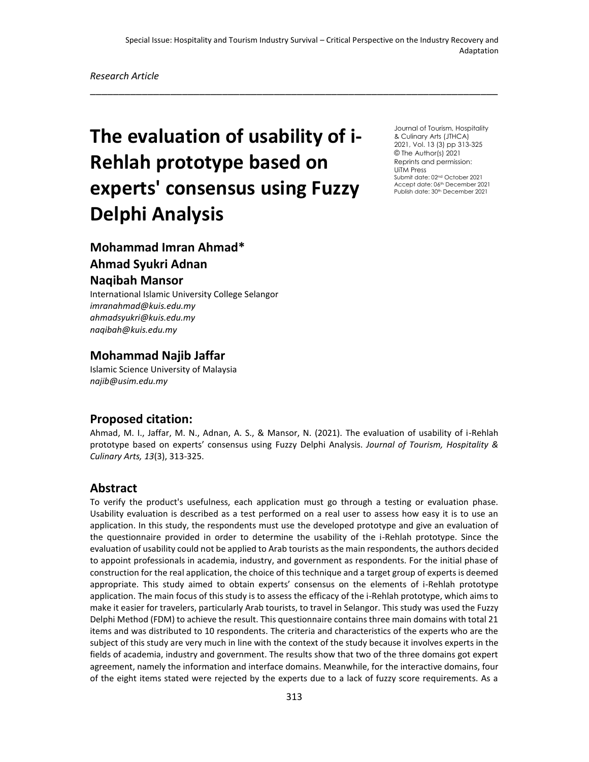Special Issue: Hospitality and Tourism Industry Survival – Critical Perspective on the Industry Recovery and Adaptation

*Research Article*

# The evaluation of usability of i-Rehlah prototype based on experts' consensus using Fuzzy Delphi Analysis

Journal of Tourism, Hospitality & Culinary Arts (JTHCA)
2021, Vol. 13 (3) pp 313-325
© The Author(s) 2021
Reprints and permission: UiTM Press
Submit date: 02nd October 2021
Accept date: 06th December 2021
Publish date: 30th December 2021

## Mohammad Imran Ahmad*
## Ahmad Syukri Adnan
## Naqibah Mansor

International Islamic University College Selangor
*imranahmad@kuis.edu.my*
*ahmadsyukri@kuis.edu.my*
*naqibah@kuis.edu.my*

## Mohammad Najib Jaffar

Islamic Science University of Malaysia
*najib@usim.edu.my*

## Proposed citation:

Ahmad, M. I., Jaffar, M. N., Adnan, A. S., & Mansor, N. (2021). The evaluation of usability of i-Rehlah prototype based on experts' consensus using Fuzzy Delphi Analysis. *Journal of Tourism, Hospitality & Culinary Arts, 13*(3), 313-325.

## Abstract

To verify the product's usefulness, each application must go through a testing or evaluation phase. Usability evaluation is described as a test performed on a real user to assess how easy it is to use an application. In this study, the respondents must use the developed prototype and give an evaluation of the questionnaire provided in order to determine the usability of the i-Rehlah prototype. Since the evaluation of usability could not be applied to Arab tourists as the main respondents, the authors decided to appoint professionals in academia, industry, and government as respondents. For the initial phase of construction for the real application, the choice of this technique and a target group of experts is deemed appropriate. This study aimed to obtain experts' consensus on the elements of i-Rehlah prototype application. The main focus of this study is to assess the efficacy of the i-Rehlah prototype, which aims to make it easier for travelers, particularly Arab tourists, to travel in Selangor. This study was used the Fuzzy Delphi Method (FDM) to achieve the result. This questionnaire contains three main domains with total 21 items and was distributed to 10 respondents. The criteria and characteristics of the experts who are the subject of this study are very much in line with the context of the study because it involves experts in the fields of academia, industry and government. The results show that two of the three domains got expert agreement, namely the information and interface domains. Meanwhile, for the interactive domains, four of the eight items stated were rejected by the experts due to a lack of fuzzy score requirements. As a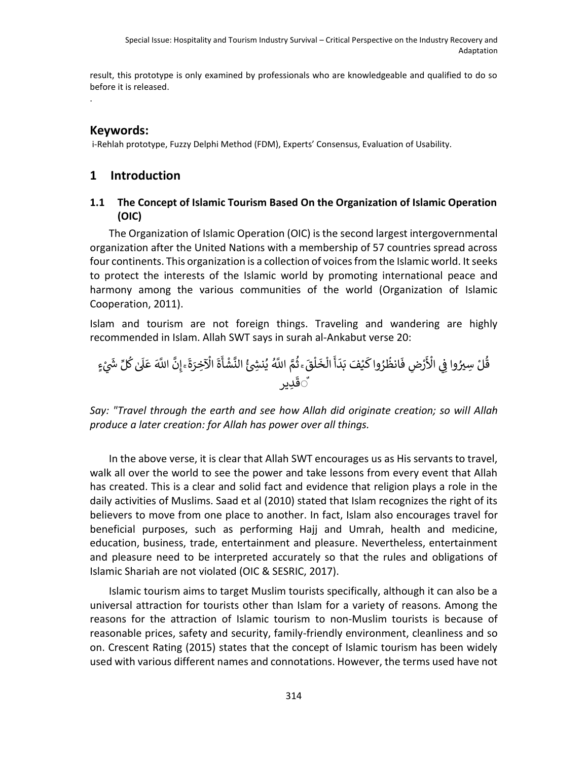result, this prototype is only examined by professionals who are knowledgeable and qualified to do so before it is released.

.

## Keywords:

i-Rehlah prototype, Fuzzy Delphi Method (FDM), Experts' Consensus, Evaluation of Usability.

# 1 Introduction

## 1.1 The Concept of Islamic Tourism Based On the Organization of Islamic Operation (OIC)

The Organization of Islamic Operation (OIC) is the second largest intergovernmental organization after the United Nations with a membership of 57 countries spread across four continents. This organization is a collection of voices from the Islamic world. It seeks to protect the interests of the Islamic world by promoting international peace and harmony among the various communities of the world (Organization of Islamic Cooperation, 2011).

Islam and tourism are not foreign things. Traveling and wandering are highly recommended in Islam. Allah SWT says in surah al-Ankabut verse 20:

قُلْ سِيرُوا فِي الْأَرْضِ فَانظُرُوا كَيْفَ بَدَأَ الْخَلْقَ ۚ ثُمَّ اللَّهُ يُنشِئُ النَّشْأَةَ الْآخِرَةَ ۚ إِنَّ اللَّهَ عَلَىٰ كُلِّ شَيْءٍ قَدِيرٌ

*Say: "Travel through the earth and see how Allah did originate creation; so will Allah produce a later creation: for Allah has power over all things.*

In the above verse, it is clear that Allah SWT encourages us as His servants to travel, walk all over the world to see the power and take lessons from every event that Allah has created. This is a clear and solid fact and evidence that religion plays a role in the daily activities of Muslims. Saad et al (2010) stated that Islam recognizes the right of its believers to move from one place to another. In fact, Islam also encourages travel for beneficial purposes, such as performing Hajj and Umrah, health and medicine, education, business, trade, entertainment and pleasure. Nevertheless, entertainment and pleasure need to be interpreted accurately so that the rules and obligations of Islamic Shariah are not violated (OIC & SESRIC, 2017).

Islamic tourism aims to target Muslim tourists specifically, although it can also be a universal attraction for tourists other than Islam for a variety of reasons. Among the reasons for the attraction of Islamic tourism to non-Muslim tourists is because of reasonable prices, safety and security, family-friendly environment, cleanliness and so on. Crescent Rating (2015) states that the concept of Islamic tourism has been widely used with various different names and connotations. However, the terms used have not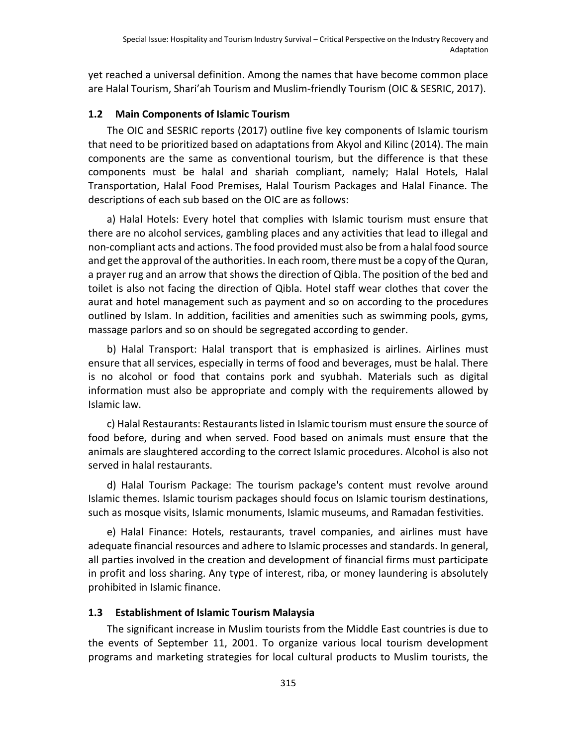yet reached a universal definition. Among the names that have become common place are Halal Tourism, Shari'ah Tourism and Muslim-friendly Tourism (OIC & SESRIC, 2017).

### 1.2 Main Components of Islamic Tourism

The OIC and SESRIC reports (2017) outline five key components of Islamic tourism that need to be prioritized based on adaptations from Akyol and Kilinc (2014). The main components are the same as conventional tourism, but the difference is that these components must be halal and shariah compliant, namely; Halal Hotels, Halal Transportation, Halal Food Premises, Halal Tourism Packages and Halal Finance. The descriptions of each sub based on the OIC are as follows:

a) Halal Hotels: Every hotel that complies with Islamic tourism must ensure that there are no alcohol services, gambling places and any activities that lead to illegal and non-compliant acts and actions. The food provided must also be from a halal food source and get the approval of the authorities. In each room, there must be a copy of the Quran, a prayer rug and an arrow that shows the direction of Qibla. The position of the bed and toilet is also not facing the direction of Qibla. Hotel staff wear clothes that cover the aurat and hotel management such as payment and so on according to the procedures outlined by Islam. In addition, facilities and amenities such as swimming pools, gyms, massage parlors and so on should be segregated according to gender.

b) Halal Transport: Halal transport that is emphasized is airlines. Airlines must ensure that all services, especially in terms of food and beverages, must be halal. There is no alcohol or food that contains pork and syubhah. Materials such as digital information must also be appropriate and comply with the requirements allowed by Islamic law.

c) Halal Restaurants: Restaurants listed in Islamic tourism must ensure the source of food before, during and when served. Food based on animals must ensure that the animals are slaughtered according to the correct Islamic procedures. Alcohol is also not served in halal restaurants.

d) Halal Tourism Package: The tourism package's content must revolve around Islamic themes. Islamic tourism packages should focus on Islamic tourism destinations, such as mosque visits, Islamic monuments, Islamic museums, and Ramadan festivities.

e) Halal Finance: Hotels, restaurants, travel companies, and airlines must have adequate financial resources and adhere to Islamic processes and standards. In general, all parties involved in the creation and development of financial firms must participate in profit and loss sharing. Any type of interest, riba, or money laundering is absolutely prohibited in Islamic finance.

### 1.3 Establishment of Islamic Tourism Malaysia

The significant increase in Muslim tourists from the Middle East countries is due to the events of September 11, 2001. To organize various local tourism development programs and marketing strategies for local cultural products to Muslim tourists, the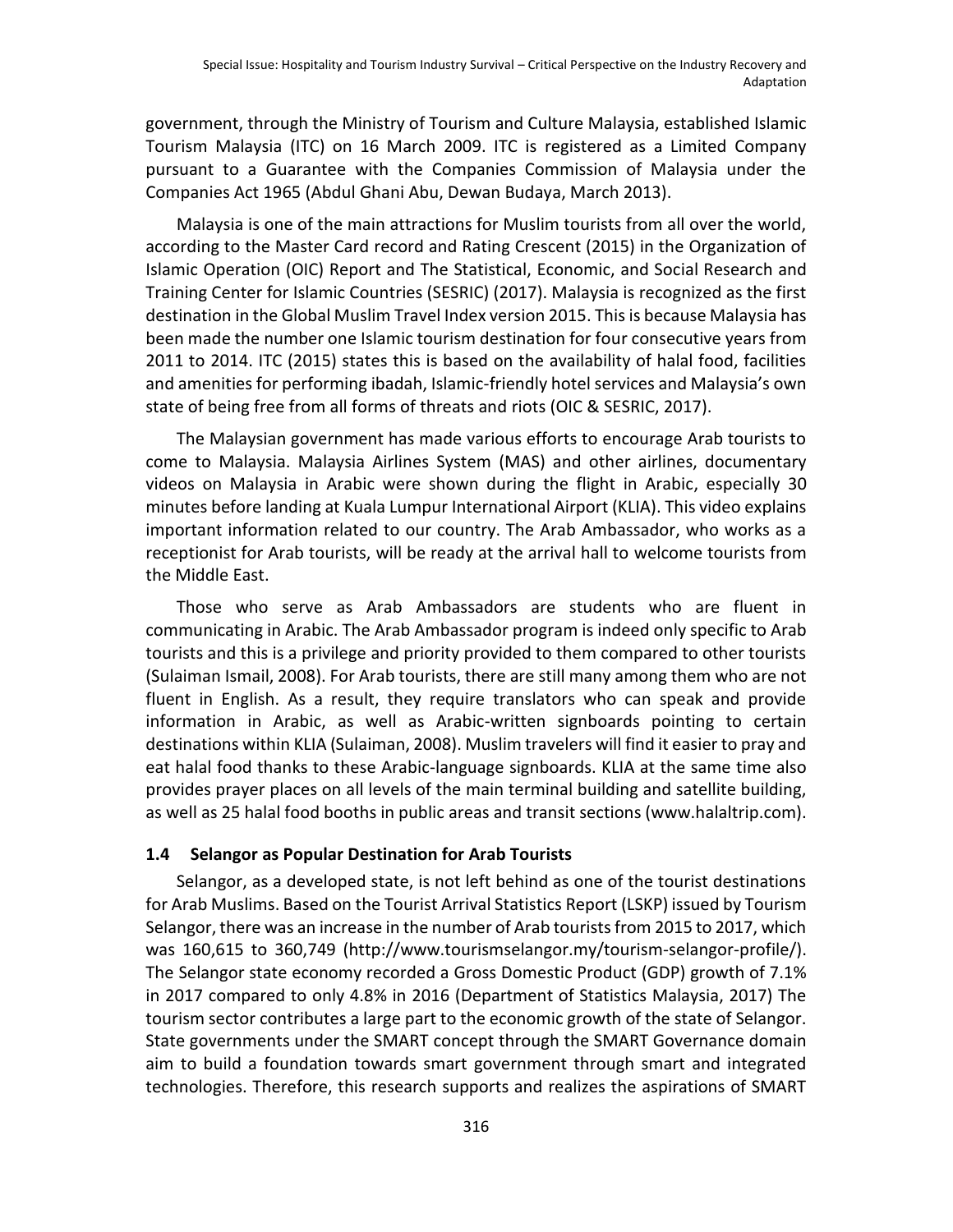government, through the Ministry of Tourism and Culture Malaysia, established Islamic Tourism Malaysia (ITC) on 16 March 2009. ITC is registered as a Limited Company pursuant to a Guarantee with the Companies Commission of Malaysia under the Companies Act 1965 (Abdul Ghani Abu, Dewan Budaya, March 2013).

Malaysia is one of the main attractions for Muslim tourists from all over the world, according to the Master Card record and Rating Crescent (2015) in the Organization of Islamic Operation (OIC) Report and The Statistical, Economic, and Social Research and Training Center for Islamic Countries (SESRIC) (2017). Malaysia is recognized as the first destination in the Global Muslim Travel Index version 2015. This is because Malaysia has been made the number one Islamic tourism destination for four consecutive years from 2011 to 2014. ITC (2015) states this is based on the availability of halal food, facilities and amenities for performing ibadah, Islamic-friendly hotel services and Malaysia's own state of being free from all forms of threats and riots (OIC & SESRIC, 2017).

The Malaysian government has made various efforts to encourage Arab tourists to come to Malaysia. Malaysia Airlines System (MAS) and other airlines, documentary videos on Malaysia in Arabic were shown during the flight in Arabic, especially 30 minutes before landing at Kuala Lumpur International Airport (KLIA). This video explains important information related to our country. The Arab Ambassador, who works as a receptionist for Arab tourists, will be ready at the arrival hall to welcome tourists from the Middle East.

Those who serve as Arab Ambassadors are students who are fluent in communicating in Arabic. The Arab Ambassador program is indeed only specific to Arab tourists and this is a privilege and priority provided to them compared to other tourists (Sulaiman Ismail, 2008). For Arab tourists, there are still many among them who are not fluent in English. As a result, they require translators who can speak and provide information in Arabic, as well as Arabic-written signboards pointing to certain destinations within KLIA (Sulaiman, 2008). Muslim travelers will find it easier to pray and eat halal food thanks to these Arabic-language signboards. KLIA at the same time also provides prayer places on all levels of the main terminal building and satellite building, as well as 25 halal food booths in public areas and transit sections (www.halaltrip.com).

### 1.4 Selangor as Popular Destination for Arab Tourists

Selangor, as a developed state, is not left behind as one of the tourist destinations for Arab Muslims. Based on the Tourist Arrival Statistics Report (LSKP) issued by Tourism Selangor, there was an increase in the number of Arab tourists from 2015 to 2017, which was 160,615 to 360,749 (http://www.tourismselangor.my/tourism-selangor-profile/). The Selangor state economy recorded a Gross Domestic Product (GDP) growth of 7.1% in 2017 compared to only 4.8% in 2016 (Department of Statistics Malaysia, 2017) The tourism sector contributes a large part to the economic growth of the state of Selangor. State governments under the SMART concept through the SMART Governance domain aim to build a foundation towards smart government through smart and integrated technologies. Therefore, this research supports and realizes the aspirations of SMART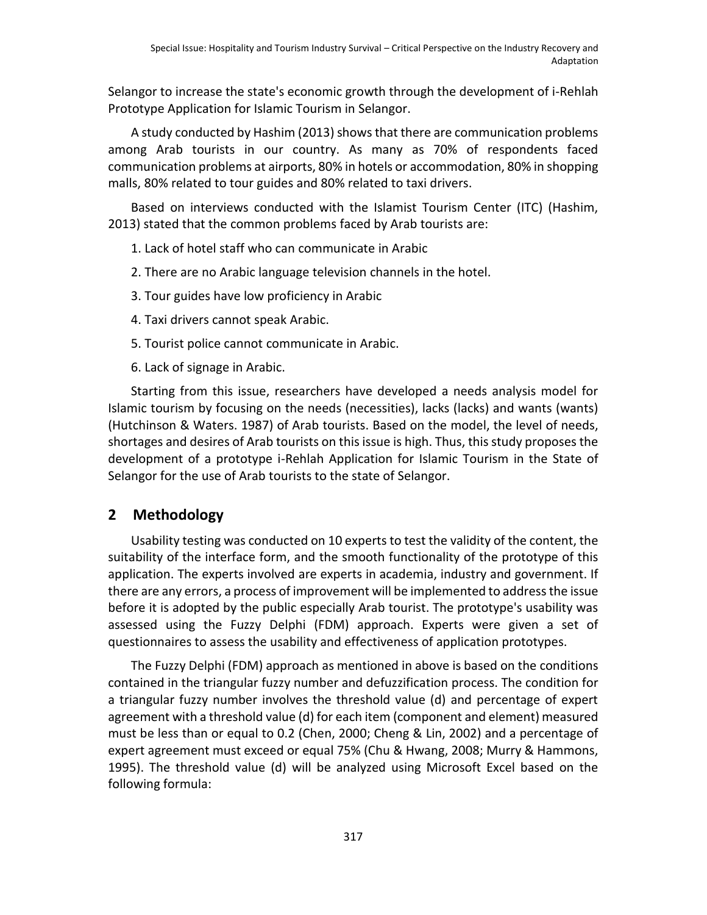Selangor to increase the state's economic growth through the development of i-Rehlah Prototype Application for Islamic Tourism in Selangor.

A study conducted by Hashim (2013) shows that there are communication problems among Arab tourists in our country. As many as 70% of respondents faced communication problems at airports, 80% in hotels or accommodation, 80% in shopping malls, 80% related to tour guides and 80% related to taxi drivers.

Based on interviews conducted with the Islamist Tourism Center (ITC) (Hashim, 2013) stated that the common problems faced by Arab tourists are:

1. Lack of hotel staff who can communicate in Arabic
2. There are no Arabic language television channels in the hotel.
3. Tour guides have low proficiency in Arabic
4. Taxi drivers cannot speak Arabic.
5. Tourist police cannot communicate in Arabic.
6. Lack of signage in Arabic.

Starting from this issue, researchers have developed a needs analysis model for Islamic tourism by focusing on the needs (necessities), lacks (lacks) and wants (wants) (Hutchinson & Waters. 1987) of Arab tourists. Based on the model, the level of needs, shortages and desires of Arab tourists on this issue is high. Thus, this study proposes the development of a prototype i-Rehlah Application for Islamic Tourism in the State of Selangor for the use of Arab tourists to the state of Selangor.

## 2 Methodology

Usability testing was conducted on 10 experts to test the validity of the content, the suitability of the interface form, and the smooth functionality of the prototype of this application. The experts involved are experts in academia, industry and government. If there are any errors, a process of improvement will be implemented to address the issue before it is adopted by the public especially Arab tourist. The prototype's usability was assessed using the Fuzzy Delphi (FDM) approach. Experts were given a set of questionnaires to assess the usability and effectiveness of application prototypes.

The Fuzzy Delphi (FDM) approach as mentioned in above is based on the conditions contained in the triangular fuzzy number and defuzzification process. The condition for a triangular fuzzy number involves the threshold value (d) and percentage of expert agreement with a threshold value (d) for each item (component and element) measured must be less than or equal to 0.2 (Chen, 2000; Cheng & Lin, 2002) and a percentage of expert agreement must exceed or equal 75% (Chu & Hwang, 2008; Murry & Hammons, 1995). The threshold value (d) will be analyzed using Microsoft Excel based on the following formula: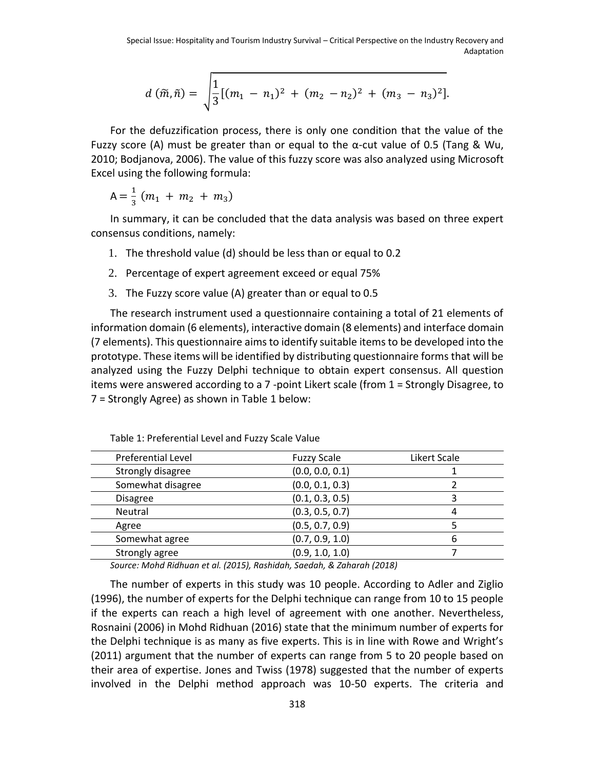$$d(\tilde{m}, \tilde{n}) = \sqrt{\frac{1}{3}[(m_1 - n_1)^2 + (m_2 - n_2)^2 + (m_3 - n_3)^2]}.$$

For the defuzzification process, there is only one condition that the value of the Fuzzy score (A) must be greater than or equal to the α-cut value of 0.5 (Tang & Wu, 2010; Bodjanova, 2006). The value of this fuzzy score was also analyzed using Microsoft Excel using the following formula:

$$A = \frac{1}{3}(m_1 + m_2 + m_3)$$

In summary, it can be concluded that the data analysis was based on three expert consensus conditions, namely:

1. The threshold value (d) should be less than or equal to 0.2
2. Percentage of expert agreement exceed or equal 75%
3. The Fuzzy score value (A) greater than or equal to 0.5

The research instrument used a questionnaire containing a total of 21 elements of information domain (6 elements), interactive domain (8 elements) and interface domain (7 elements). This questionnaire aims to identify suitable items to be developed into the prototype. These items will be identified by distributing questionnaire forms that will be analyzed using the Fuzzy Delphi technique to obtain expert consensus. All question items were answered according to a 7 -point Likert scale (from 1 = Strongly Disagree, to 7 = Strongly Agree) as shown in Table 1 below:

Table 1: Preferential Level and Fuzzy Scale Value

| Preferential Level | Fuzzy Scale | Likert Scale |
|---|---|---|
| Strongly disagree | (0.0, 0.0, 0.1) | 1 |
| Somewhat disagree | (0.0, 0.1, 0.3) | 2 |
| Disagree | (0.1, 0.3, 0.5) | 3 |
| Neutral | (0.3, 0.5, 0.7) | 4 |
| Agree | (0.5, 0.7, 0.9) | 5 |
| Somewhat agree | (0.7, 0.9, 1.0) | 6 |
| Strongly agree | (0.9, 1.0, 1.0) | 7 |

*Source: Mohd Ridhuan et al. (2015), Rashidah, Saedah, & Zaharah (2018)*

The number of experts in this study was 10 people. According to Adler and Ziglio (1996), the number of experts for the Delphi technique can range from 10 to 15 people if the experts can reach a high level of agreement with one another. Nevertheless, Rosnaini (2006) in Mohd Ridhuan (2016) state that the minimum number of experts for the Delphi technique is as many as five experts. This is in line with Rowe and Wright's (2011) argument that the number of experts can range from 5 to 20 people based on their area of expertise. Jones and Twiss (1978) suggested that the number of experts involved in the Delphi method approach was 10-50 experts. The criteria and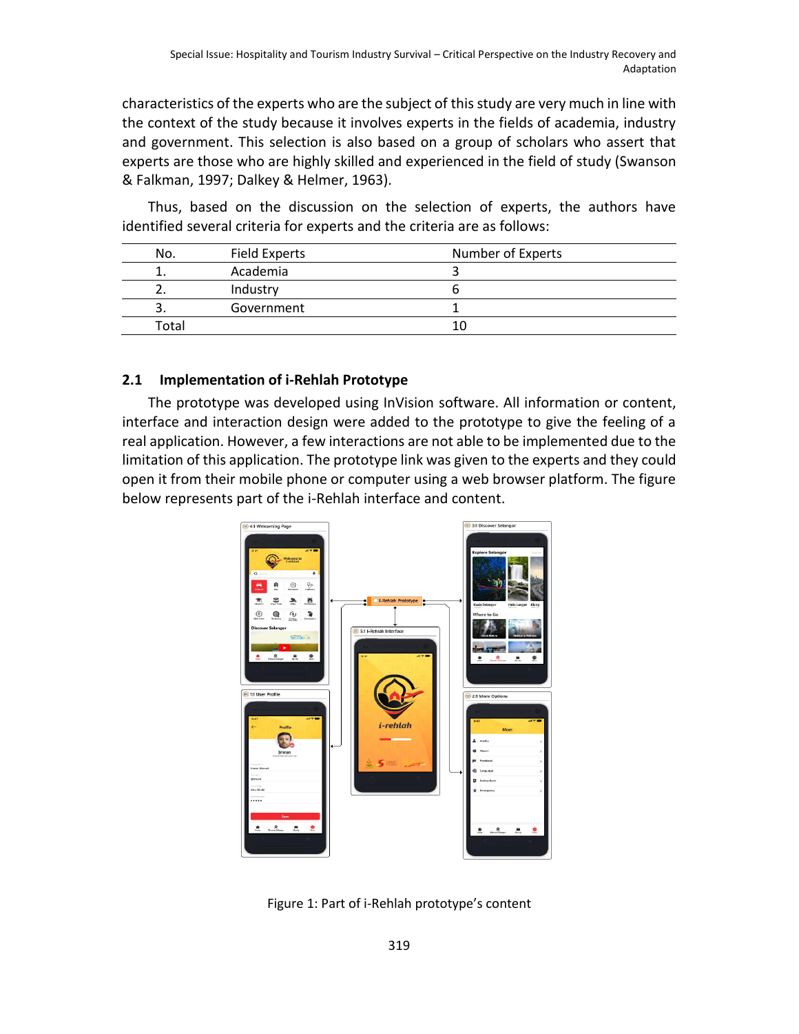characteristics of the experts who are the subject of this study are very much in line with the context of the study because it involves experts in the fields of academia, industry and government. This selection is also based on a group of scholars who assert that experts are those who are highly skilled and experienced in the field of study (Swanson & Falkman, 1997; Dalkey & Helmer, 1963).

Thus, based on the discussion on the selection of experts, the authors have identified several criteria for experts and the criteria are as follows:

| No. | Field Experts | Number of Experts |
|---|---|---|
| 1. | Academia | 3 |
| 2. | Industry | 6 |
| 3. | Government | 1 |
| Total | | 10 |

## 2.1 Implementation of i-Rehlah Prototype

The prototype was developed using InVision software. All information or content, interface and interaction design were added to the prototype to give the feeling of a real application. However, a few interactions are not able to be implemented due to the limitation of this application. The prototype link was given to the experts and they could open it from their mobile phone or computer using a web browser platform. The figure below represents part of the i-Rehlah interface and content.

Figure 1: Part of i-Rehlah prototype's content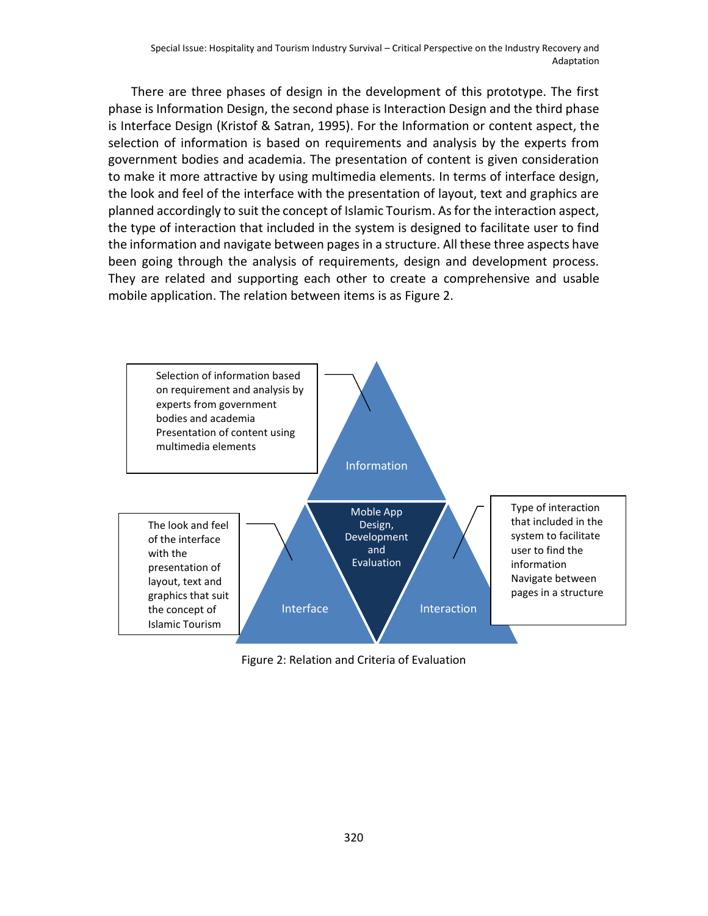There are three phases of design in the development of this prototype. The first phase is Information Design, the second phase is Interaction Design and the third phase is Interface Design (Kristof & Satran, 1995). For the Information or content aspect, the selection of information is based on requirements and analysis by the experts from government bodies and academia. The presentation of content is given consideration to make it more attractive by using multimedia elements. In terms of interface design, the look and feel of the interface with the presentation of layout, text and graphics are planned accordingly to suit the concept of Islamic Tourism. As for the interaction aspect, the type of interaction that included in the system is designed to facilitate user to find the information and navigate between pages in a structure. All these three aspects have been going through the analysis of requirements, design and development process. They are related and supporting each other to create a comprehensive and usable mobile application. The relation between items is as Figure 2.

Selection of information based on requirement and analysis by experts from government bodies and academia
Presentation of content using multimedia elements

Information

Moble App Design, Development and Evaluation

The look and feel of the interface with the presentation of layout, text and graphics that suit the concept of Islamic Tourism

Interface

Interaction

Type of interaction that included in the system to facilitate user to find the information
Navigate between pages in a structure

Figure 2: Relation and Criteria of Evaluation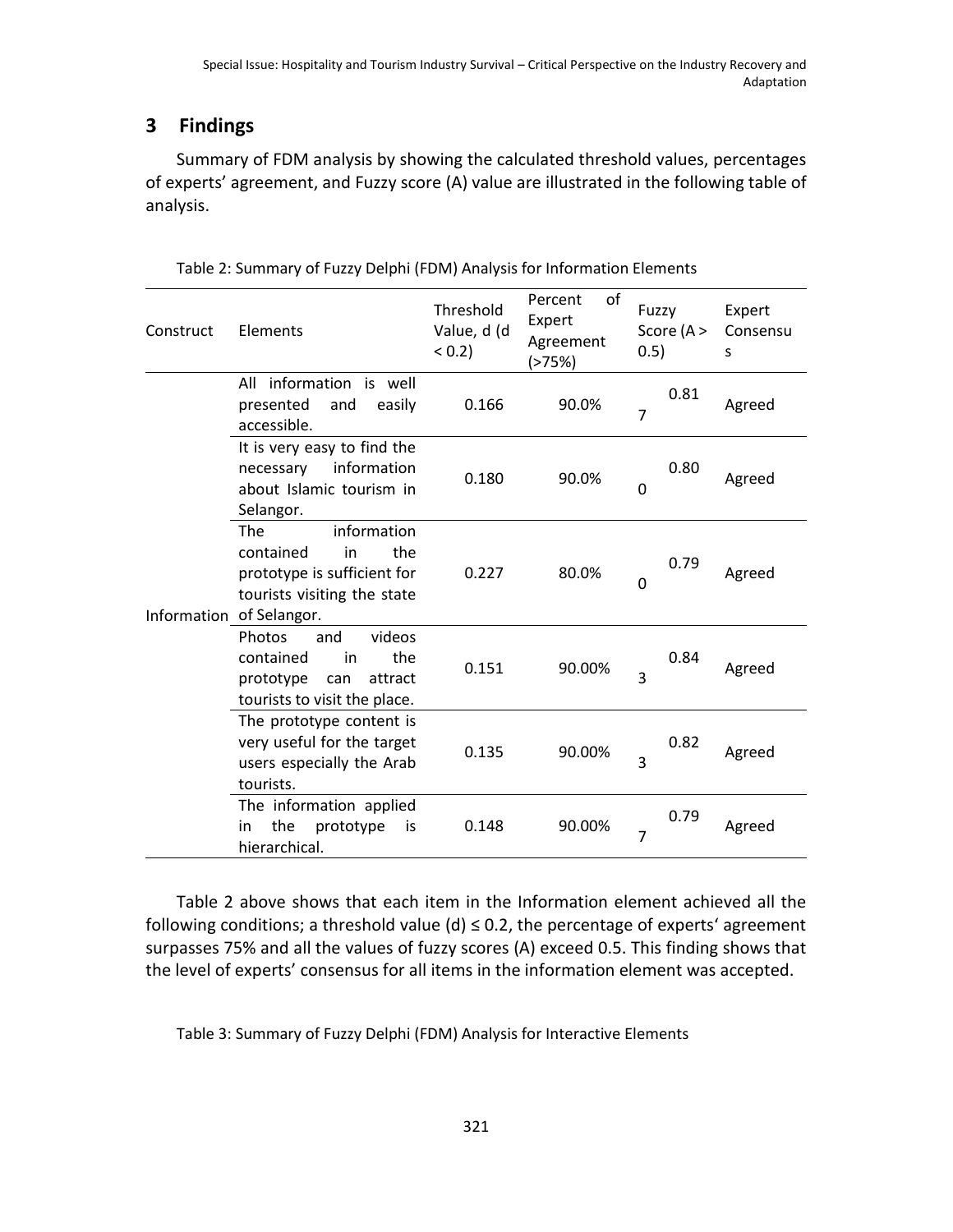## 3 Findings

Summary of FDM analysis by showing the calculated threshold values, percentages of experts' agreement, and Fuzzy score (A) value are illustrated in the following table of analysis.

Table 2: Summary of Fuzzy Delphi (FDM) Analysis for Information Elements

| Construct | Elements | Threshold Value, d (d < 0.2) | Percent of Expert Agreement (>75%) | Fuzzy Score (A > 0.5) | Expert Consensus |
| --- | --- | --- | --- | --- | --- |
| Information | All information is well presented and easily accessible. | 0.166 | 90.0% | 0.817 | Agreed |
| | It is very easy to find the necessary information about Islamic tourism in Selangor. | 0.180 | 90.0% | 0.800 | Agreed |
| | The information contained in the prototype is sufficient for tourists visiting the state of Selangor. | 0.227 | 80.0% | 0.790 | Agreed |
| | Photos and videos contained in the prototype can attract tourists to visit the place. | 0.151 | 90.00% | 0.843 | Agreed |
| | The prototype content is very useful for the target users especially the Arab tourists. | 0.135 | 90.00% | 0.823 | Agreed |
| | The information applied in the prototype is hierarchical. | 0.148 | 90.00% | 0.797 | Agreed |

Table 2 above shows that each item in the Information element achieved all the following conditions; a threshold value (d) ≤ 0.2, the percentage of experts' agreement surpasses 75% and all the values of fuzzy scores (A) exceed 0.5. This finding shows that the level of experts' consensus for all items in the information element was accepted.

Table 3: Summary of Fuzzy Delphi (FDM) Analysis for Interactive Elements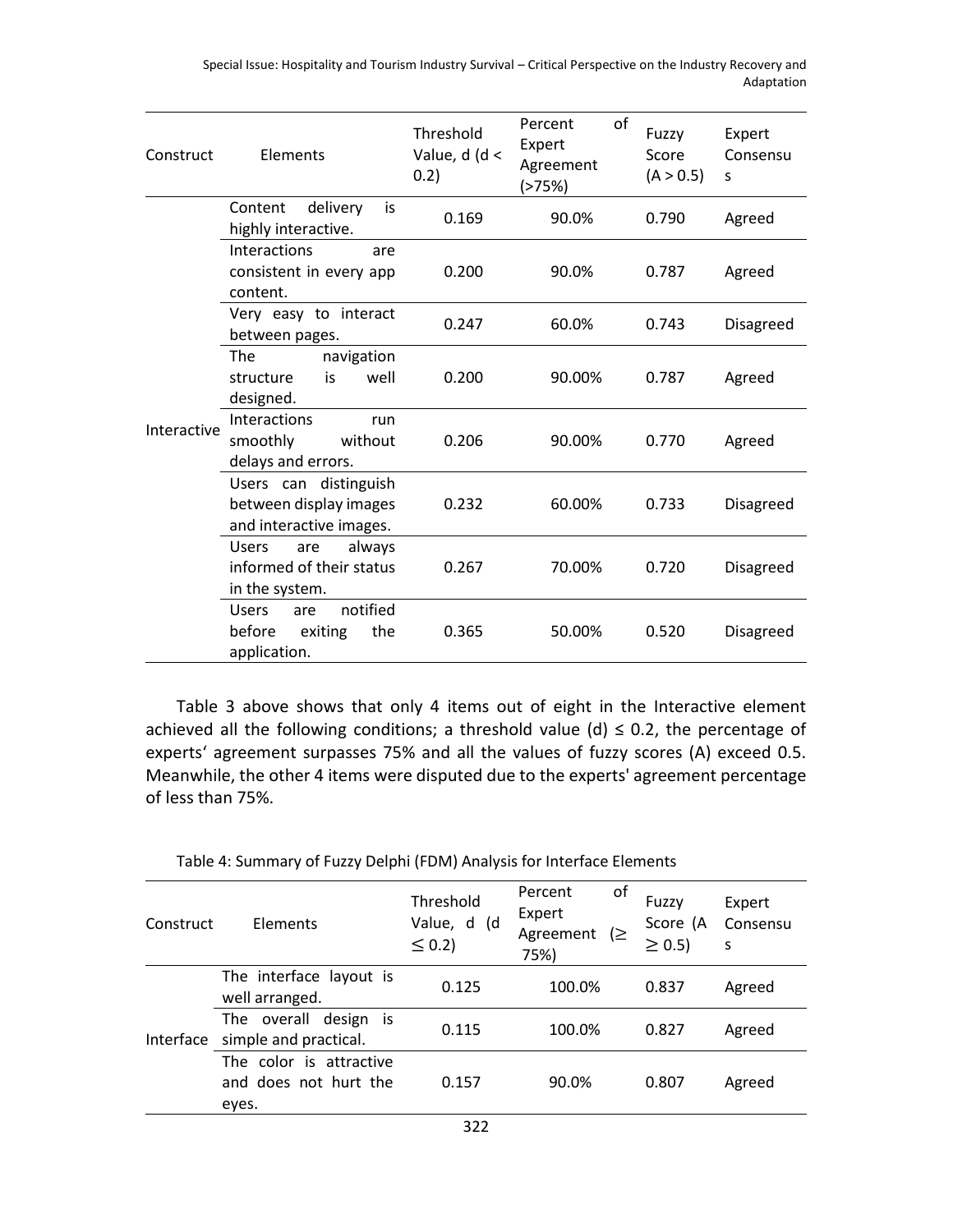| Construct | Elements | Threshold Value, d (d < 0.2) | Percent of Expert Agreement (>75%) | Fuzzy Score (A > 0.5) | Expert Consensus |
|---|---|---|---|---|---|
| Interactive | Content delivery is highly interactive. | 0.169 | 90.0% | 0.790 | Agreed |
| | Interactions are consistent in every app content. | 0.200 | 90.0% | 0.787 | Agreed |
| | Very easy to interact between pages. | 0.247 | 60.0% | 0.743 | Disagreed |
| | The navigation structure is well designed. | 0.200 | 90.00% | 0.787 | Agreed |
| | Interactions run smoothly without delays and errors. | 0.206 | 90.00% | 0.770 | Agreed |
| | Users can distinguish between display images and interactive images. | 0.232 | 60.00% | 0.733 | Disagreed |
| | Users are always informed of their status in the system. | 0.267 | 70.00% | 0.720 | Disagreed |
| | Users are notified before exiting the application. | 0.365 | 50.00% | 0.520 | Disagreed |

Table 3 above shows that only 4 items out of eight in the Interactive element achieved all the following conditions; a threshold value (d) $\leq 0.2$, the percentage of experts' agreement surpasses 75% and all the values of fuzzy scores (A) exceed 0.5. Meanwhile, the other 4 items were disputed due to the experts' agreement percentage of less than 75%.

Table 4: Summary of Fuzzy Delphi (FDM) Analysis for Interface Elements

| Construct | Elements | Threshold Value, d (d $\leq 0.2$) | Percent of Expert Agreement ($\geq$ 75%) | Fuzzy Score (A $\geq 0.5$) | Expert Consensus |
|---|---|---|---|---|---|
| Interface | The interface layout is well arranged. | 0.125 | 100.0% | 0.837 | Agreed |
| | The overall design is simple and practical. | 0.115 | 100.0% | 0.827 | Agreed |
| | The color is attractive and does not hurt the eyes. | 0.157 | 90.0% | 0.807 | Agreed |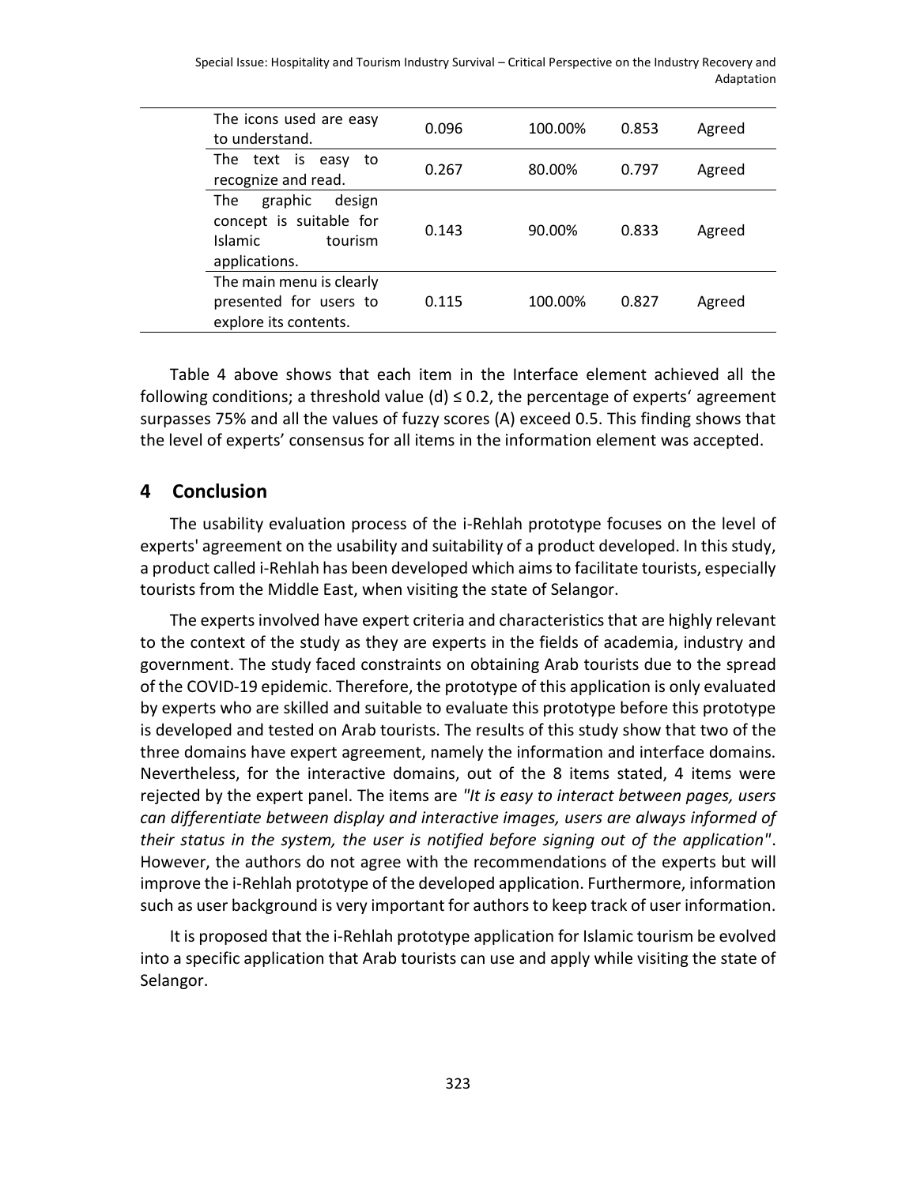| | | | | |
|---|---|---|---|---|
| The icons used are easy to understand. | 0.096 | 100.00% | 0.853 | Agreed |
| The text is easy to recognize and read. | 0.267 | 80.00% | 0.797 | Agreed |
| The graphic design concept is suitable for Islamic tourism applications. | 0.143 | 90.00% | 0.833 | Agreed |
| The main menu is clearly presented for users to explore its contents. | 0.115 | 100.00% | 0.827 | Agreed |

Table 4 above shows that each item in the Interface element achieved all the following conditions; a threshold value (d) ≤ 0.2, the percentage of experts' agreement surpasses 75% and all the values of fuzzy scores (A) exceed 0.5. This finding shows that the level of experts' consensus for all items in the information element was accepted.

## 4 Conclusion

The usability evaluation process of the i-Rehlah prototype focuses on the level of experts' agreement on the usability and suitability of a product developed. In this study, a product called i-Rehlah has been developed which aims to facilitate tourists, especially tourists from the Middle East, when visiting the state of Selangor.

The experts involved have expert criteria and characteristics that are highly relevant to the context of the study as they are experts in the fields of academia, industry and government. The study faced constraints on obtaining Arab tourists due to the spread of the COVID-19 epidemic. Therefore, the prototype of this application is only evaluated by experts who are skilled and suitable to evaluate this prototype before this prototype is developed and tested on Arab tourists. The results of this study show that two of the three domains have expert agreement, namely the information and interface domains. Nevertheless, for the interactive domains, out of the 8 items stated, 4 items were rejected by the expert panel. The items are *"It is easy to interact between pages, users can differentiate between display and interactive images, users are always informed of their status in the system, the user is notified before signing out of the application"*. However, the authors do not agree with the recommendations of the experts but will improve the i-Rehlah prototype of the developed application. Furthermore, information such as user background is very important for authors to keep track of user information.

It is proposed that the i-Rehlah prototype application for Islamic tourism be evolved into a specific application that Arab tourists can use and apply while visiting the state of Selangor.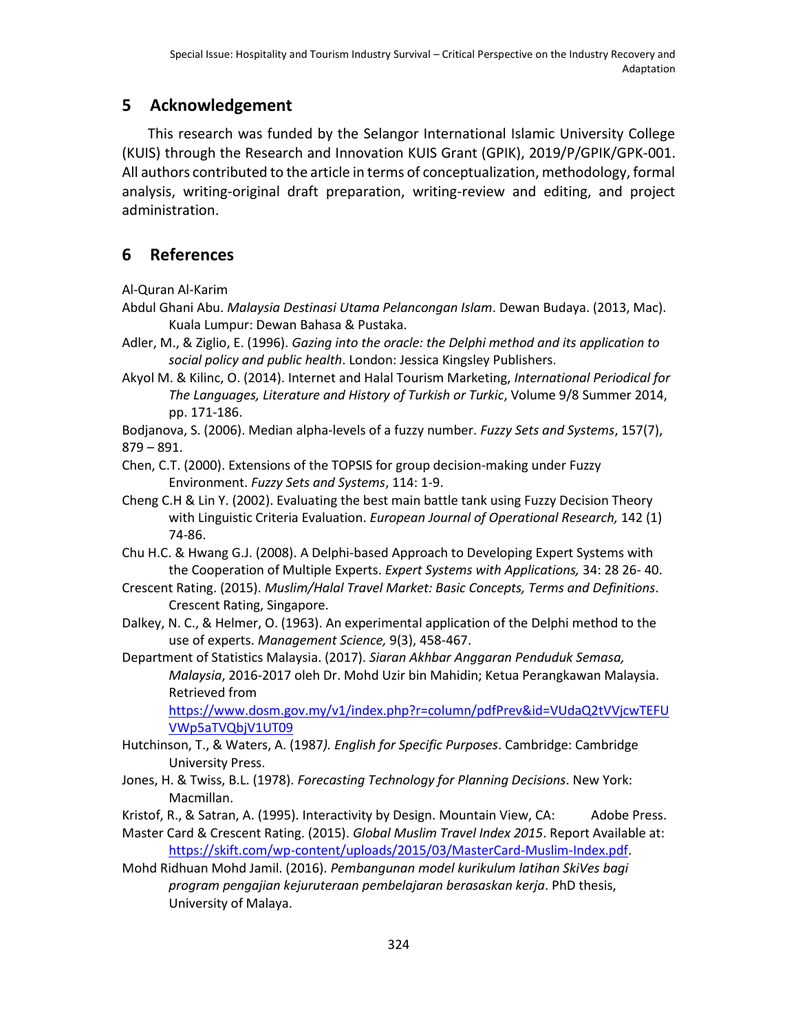## 5 Acknowledgement

This research was funded by the Selangor International Islamic University College (KUIS) through the Research and Innovation KUIS Grant (GPIK), 2019/P/GPIK/GPK-001. All authors contributed to the article in terms of conceptualization, methodology, formal analysis, writing-original draft preparation, writing-review and editing, and project administration.

## 6 References

Al-Quran Al-Karim

Abdul Ghani Abu. *Malaysia Destinasi Utama Pelancongan Islam*. Dewan Budaya. (2013, Mac). Kuala Lumpur: Dewan Bahasa & Pustaka.

Adler, M., & Ziglio, E. (1996). *Gazing into the oracle: the Delphi method and its application to social policy and public health*. London: Jessica Kingsley Publishers.

Akyol M. & Kilinc, O. (2014). Internet and Halal Tourism Marketing, *International Periodical for The Languages, Literature and History of Turkish or Turkic*, Volume 9/8 Summer 2014, pp. 171-186.

Bodjanova, S. (2006). Median alpha-levels of a fuzzy number. *Fuzzy Sets and Systems*, 157(7), 879 – 891.

Chen, C.T. (2000). Extensions of the TOPSIS for group decision-making under Fuzzy Environment. *Fuzzy Sets and Systems*, 114: 1-9.

Cheng C.H & Lin Y. (2002). Evaluating the best main battle tank using Fuzzy Decision Theory with Linguistic Criteria Evaluation. *European Journal of Operational Research,* 142 (1) 74-86.

Chu H.C. & Hwang G.J. (2008). A Delphi-based Approach to Developing Expert Systems with the Cooperation of Multiple Experts. *Expert Systems with Applications,* 34: 28 26- 40.

Crescent Rating. (2015). *Muslim/Halal Travel Market: Basic Concepts, Terms and Definitions*. Crescent Rating, Singapore.

Dalkey, N. C., & Helmer, O. (1963). An experimental application of the Delphi method to the use of experts. *Management Science,* 9(3), 458-467.

Department of Statistics Malaysia. (2017). *Siaran Akhbar Anggaran Penduduk Semasa, Malaysia*, 2016-2017 oleh Dr. Mohd Uzir bin Mahidin; Ketua Perangkawan Malaysia. Retrieved from https://www.dosm.gov.my/v1/index.php?r=column/pdfPrev&id=VUdaQ2tVVjcwTEFUVWp5aTVQbjV1UT09

Hutchinson, T., & Waters, A. (1987*). English for Specific Purposes*. Cambridge: Cambridge University Press.

Jones, H. & Twiss, B.L. (1978). *Forecasting Technology for Planning Decisions*. New York: Macmillan.

Kristof, R., & Satran, A. (1995). Interactivity by Design. Mountain View, CA: Adobe Press.

Master Card & Crescent Rating. (2015). *Global Muslim Travel Index 2015*. Report Available at: https://skift.com/wp-content/uploads/2015/03/MasterCard-Muslim-Index.pdf.

Mohd Ridhuan Mohd Jamil. (2016). *Pembangunan model kurikulum latihan SkiVes bagi program pengajian kejuruteraan pembelajaran berasaskan kerja*. PhD thesis, University of Malaya.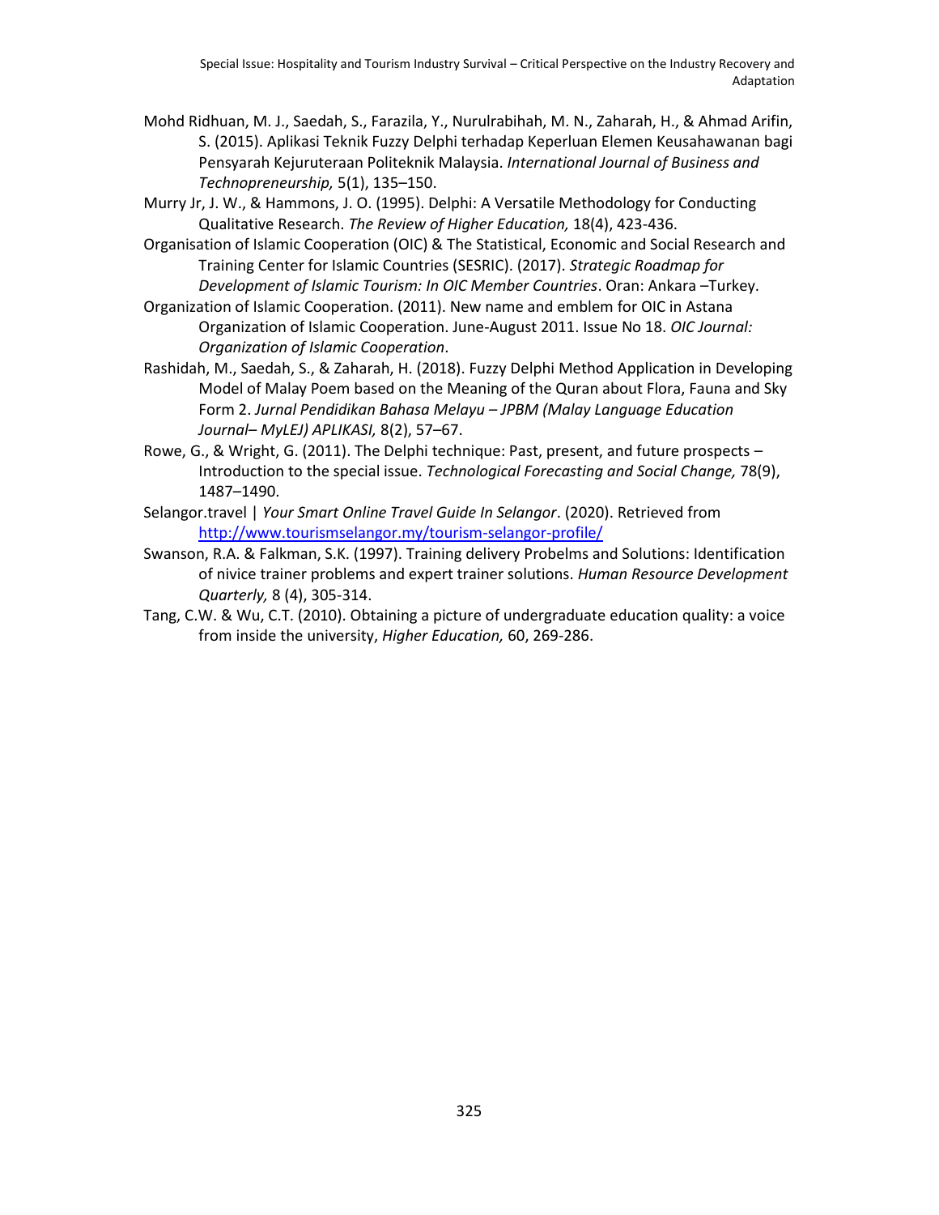Mohd Ridhuan, M. J., Saedah, S., Farazila, Y., Nurulrabihah, M. N., Zaharah, H., & Ahmad Arifin, S. (2015). Aplikasi Teknik Fuzzy Delphi terhadap Keperluan Elemen Keusahawanan bagi Pensyarah Kejuruteraan Politeknik Malaysia. *International Journal of Business and Technopreneurship,* 5(1), 135–150.

Murry Jr, J. W., & Hammons, J. O. (1995). Delphi: A Versatile Methodology for Conducting Qualitative Research. *The Review of Higher Education,* 18(4), 423-436.

Organisation of Islamic Cooperation (OIC) & The Statistical, Economic and Social Research and Training Center for Islamic Countries (SESRIC). (2017). *Strategic Roadmap for Development of Islamic Tourism: In OIC Member Countries*. Oran: Ankara –Turkey.

Organization of Islamic Cooperation. (2011). New name and emblem for OIC in Astana Organization of Islamic Cooperation. June-August 2011. Issue No 18. *OIC Journal: Organization of Islamic Cooperation*.

Rashidah, M., Saedah, S., & Zaharah, H. (2018). Fuzzy Delphi Method Application in Developing Model of Malay Poem based on the Meaning of the Quran about Flora, Fauna and Sky Form 2. *Jurnal Pendidikan Bahasa Melayu – JPBM (Malay Language Education Journal– MyLEJ) APLIKASI,* 8(2), 57–67.

Rowe, G., & Wright, G. (2011). The Delphi technique: Past, present, and future prospects – Introduction to the special issue. *Technological Forecasting and Social Change,* 78(9), 1487–1490.

Selangor.travel | *Your Smart Online Travel Guide In Selangor*. (2020). Retrieved from http://www.tourismselangor.my/tourism-selangor-profile/

Swanson, R.A. & Falkman, S.K. (1997). Training delivery Probelms and Solutions: Identification of nivice trainer problems and expert trainer solutions. *Human Resource Development Quarterly,* 8 (4), 305-314.

Tang, C.W. & Wu, C.T. (2010). Obtaining a picture of undergraduate education quality: a voice from inside the university, *Higher Education,* 60, 269-286.